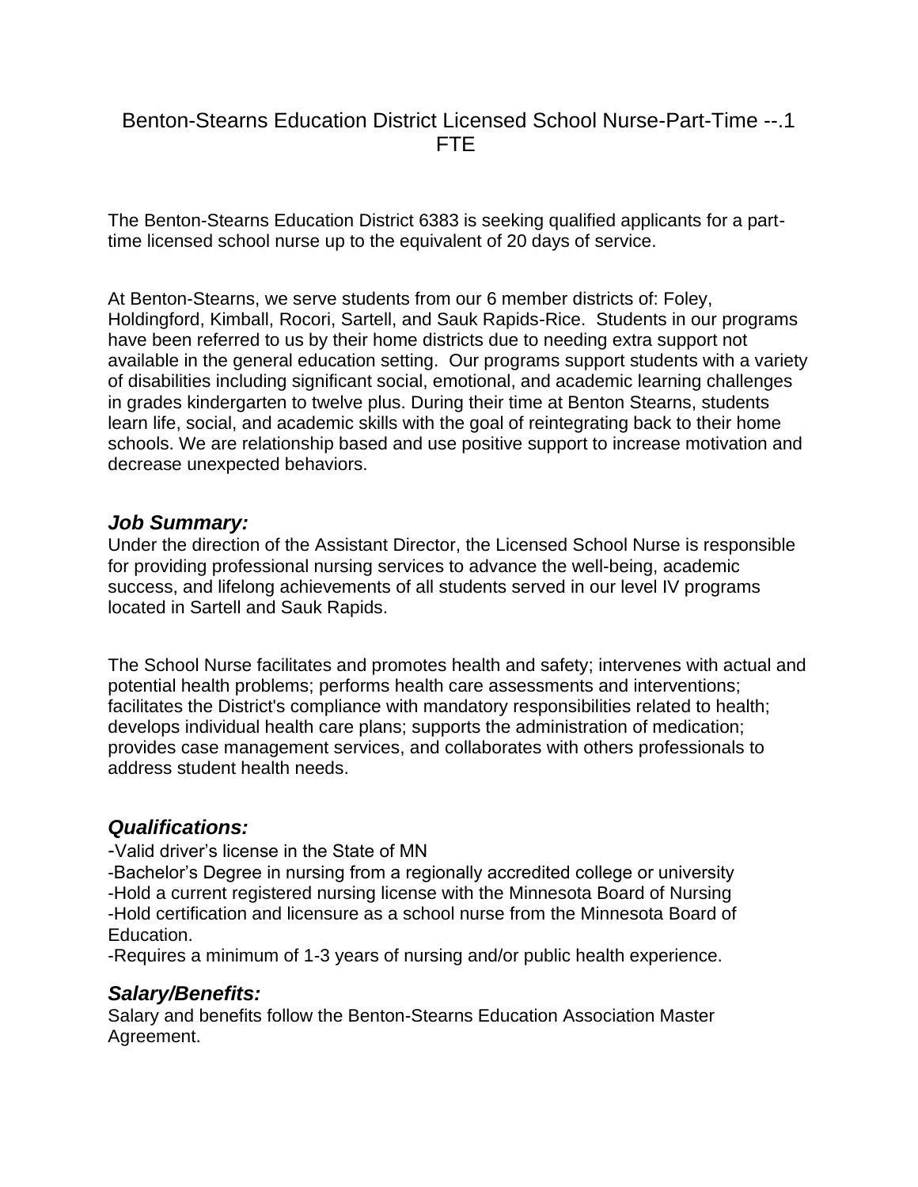# Benton-Stearns Education District Licensed School Nurse-Part-Time --.1 FTE

The Benton-Stearns Education District 6383 is seeking qualified applicants for a part-time licensed school nurse up to the equivalent of 20 days of service.

At Benton-Stearns, we serve students from our 6 member districts of: Foley, Holdingford, Kimball, Rocori, Sartell, and Sauk Rapids-Rice. Students in our programs have been referred to us by their home districts due to needing extra support not available in the general education setting. Our programs support students with a variety of disabilities including significant social, emotional, and academic learning challenges in grades kindergarten to twelve plus. During their time at Benton Stearns, students learn life, social, and academic skills with the goal of reintegrating back to their home schools. We are relationship based and use positive support to increase motivation and decrease unexpected behaviors.

## *Job Summary:*

Under the direction of the Assistant Director, the Licensed School Nurse is responsible for providing professional nursing services to advance the well-being, academic success, and lifelong achievements of all students served in our level IV programs located in Sartell and Sauk Rapids.

The School Nurse facilitates and promotes health and safety; intervenes with actual and potential health problems; performs health care assessments and interventions; facilitates the District's compliance with mandatory responsibilities related to health; develops individual health care plans; supports the administration of medication; provides case management services, and collaborates with others professionals to address student health needs.

## *Qualifications:*

-Valid driver's license in the State of MN
-Bachelor's Degree in nursing from a regionally accredited college or university
-Hold a current registered nursing license with the Minnesota Board of Nursing
-Hold certification and licensure as a school nurse from the Minnesota Board of Education.
-Requires a minimum of 1-3 years of nursing and/or public health experience.

## *Salary/Benefits:*

Salary and benefits follow the Benton-Stearns Education Association Master Agreement.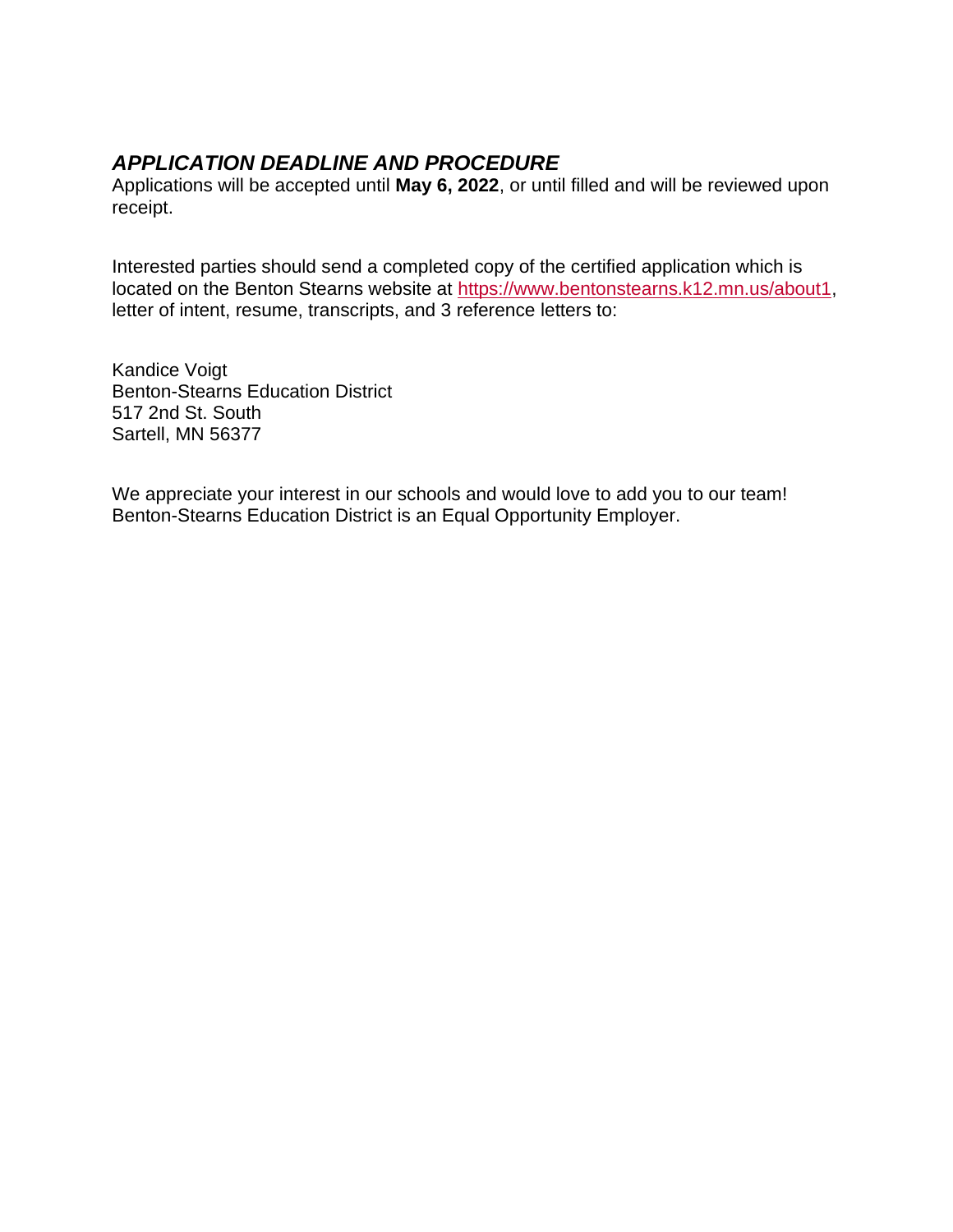## ***APPLICATION DEADLINE AND PROCEDURE***

Applications will be accepted until **May 6, 2022**, or until filled and will be reviewed upon receipt.

Interested parties should send a completed copy of the certified application which is located on the Benton Stearns website at https://www.bentonstearns.k12.mn.us/about1, letter of intent, resume, transcripts, and 3 reference letters to:

Kandice Voigt
Benton-Stearns Education District
517 2nd St. South
Sartell, MN 56377

We appreciate your interest in our schools and would love to add you to our team! Benton-Stearns Education District is an Equal Opportunity Employer.